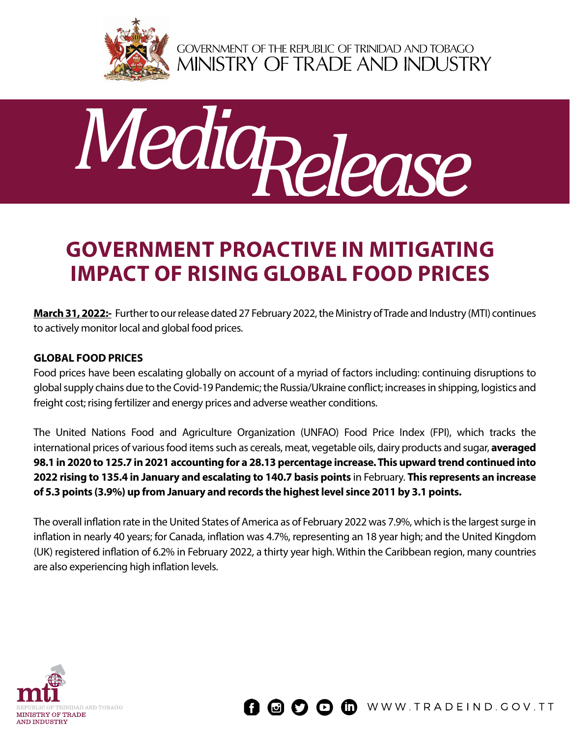GOVERNMENT OF THE REPUBLIC OF TRINIDAD AND TOBAGO
MINISTRY OF TRADE AND INDUSTRY

*Media Release*

# GOVERNMENT PROACTIVE IN MITIGATING IMPACT OF RISING GLOBAL FOOD PRICES

**March 31, 2022:-** Further to our release dated 27 February 2022, the Ministry of Trade and Industry (MTI) continues to actively monitor local and global food prices.

**GLOBAL FOOD PRICES**

Food prices have been escalating globally on account of a myriad of factors including: continuing disruptions to global supply chains due to the Covid-19 Pandemic; the Russia/Ukraine conflict; increases in shipping, logistics and freight cost; rising fertilizer and energy prices and adverse weather conditions.

The United Nations Food and Agriculture Organization (UNFAO) Food Price Index (FPI), which tracks the international prices of various food items such as cereals, meat, vegetable oils, dairy products and sugar, **averaged 98.1 in 2020 to 125.7 in 2021 accounting for a 28.13 percentage increase. This upward trend continued into 2022 rising to 135.4 in January and escalating to 140.7 basis points** in February. **This represents an increase of 5.3 points (3.9%) up from January and records the highest level since 2011 by 3.1 points.**

The overall inflation rate in the United States of America as of February 2022 was 7.9%, which is the largest surge in inflation in nearly 40 years; for Canada, inflation was 4.7%, representing an 18 year high; and the United Kingdom (UK) registered inflation of 6.2% in February 2022, a thirty year high. Within the Caribbean region, many countries are also experiencing high inflation levels.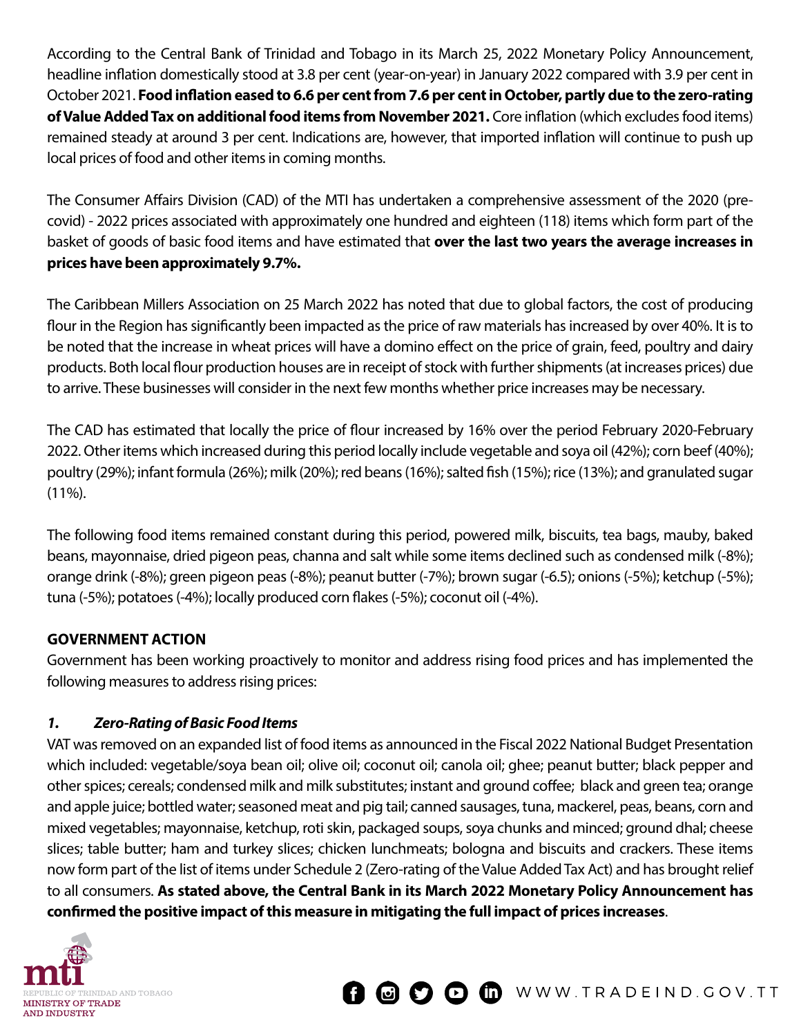According to the Central Bank of Trinidad and Tobago in its March 25, 2022 Monetary Policy Announcement, headline inflation domestically stood at 3.8 per cent (year-on-year) in January 2022 compared with 3.9 per cent in October 2021. **Food inflation eased to 6.6 per cent from 7.6 per cent in October, partly due to the zero-rating of Value Added Tax on additional food items from November 2021.** Core inflation (which excludes food items) remained steady at around 3 per cent. Indications are, however, that imported inflation will continue to push up local prices of food and other items in coming months.

The Consumer Affairs Division (CAD) of the MTI has undertaken a comprehensive assessment of the 2020 (pre-covid) - 2022 prices associated with approximately one hundred and eighteen (118) items which form part of the basket of goods of basic food items and have estimated that **over the last two years the average increases in prices have been approximately 9.7%.**

The Caribbean Millers Association on 25 March 2022 has noted that due to global factors, the cost of producing flour in the Region has significantly been impacted as the price of raw materials has increased by over 40%. It is to be noted that the increase in wheat prices will have a domino effect on the price of grain, feed, poultry and dairy products. Both local flour production houses are in receipt of stock with further shipments (at increases prices) due to arrive. These businesses will consider in the next few months whether price increases may be necessary.

The CAD has estimated that locally the price of flour increased by 16% over the period February 2020-February 2022. Other items which increased during this period locally include vegetable and soya oil (42%); corn beef (40%); poultry (29%); infant formula (26%); milk (20%); red beans (16%); salted fish (15%); rice (13%); and granulated sugar (11%).

The following food items remained constant during this period, powered milk, biscuits, tea bags, mauby, baked beans, mayonnaise, dried pigeon peas, channa and salt while some items declined such as condensed milk (-8%); orange drink (-8%); green pigeon peas (-8%); peanut butter (-7%); brown sugar (-6.5); onions (-5%); ketchup (-5%); tuna (-5%); potatoes (-4%); locally produced corn flakes (-5%); coconut oil (-4%).

## GOVERNMENT ACTION

Government has been working proactively to monitor and address rising food prices and has implemented the following measures to address rising prices:

### *1. Zero-Rating of Basic Food Items*

VAT was removed on an expanded list of food items as announced in the Fiscal 2022 National Budget Presentation which included: vegetable/soya bean oil; olive oil; coconut oil; canola oil; ghee; peanut butter; black pepper and other spices; cereals; condensed milk and milk substitutes; instant and ground coffee; black and green tea; orange and apple juice; bottled water; seasoned meat and pig tail; canned sausages, tuna, mackerel, peas, beans, corn and mixed vegetables; mayonnaise, ketchup, roti skin, packaged soups, soya chunks and minced; ground dhal; cheese slices; table butter; ham and turkey slices; chicken lunchmeats; bologna and biscuits and crackers. These items now form part of the list of items under Schedule 2 (Zero-rating of the Value Added Tax Act) and has brought relief to all consumers. **As stated above, the Central Bank in its March 2022 Monetary Policy Announcement has confirmed the positive impact of this measure in mitigating the full impact of prices increases**.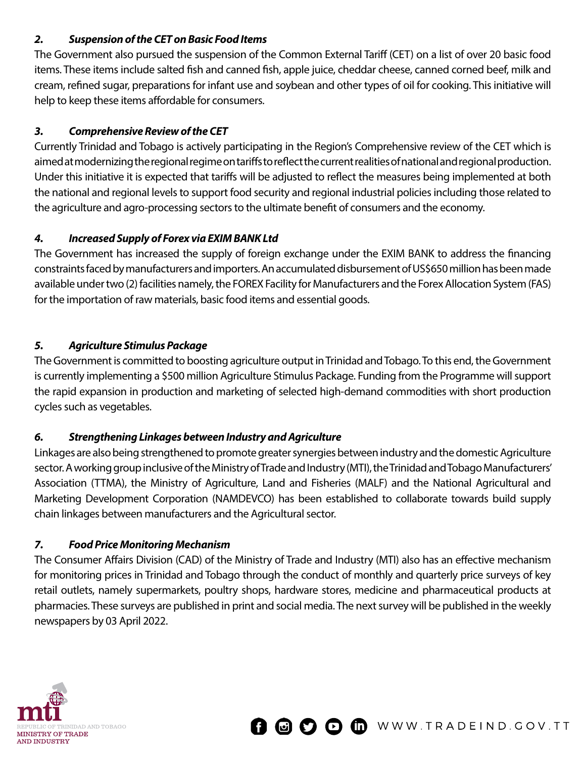### *2. Suspension of the CET on Basic Food Items*

The Government also pursued the suspension of the Common External Tariff (CET) on a list of over 20 basic food items. These items include salted fish and canned fish, apple juice, cheddar cheese, canned corned beef, milk and cream, refined sugar, preparations for infant use and soybean and other types of oil for cooking. This initiative will help to keep these items affordable for consumers.

### *3. Comprehensive Review of the CET*

Currently Trinidad and Tobago is actively participating in the Region's Comprehensive review of the CET which is aimed at modernizing the regional regime on tariffs to reflect the current realities of national and regional production. Under this initiative it is expected that tariffs will be adjusted to reflect the measures being implemented at both the national and regional levels to support food security and regional industrial policies including those related to the agriculture and agro-processing sectors to the ultimate benefit of consumers and the economy.

### *4. Increased Supply of Forex via EXIM BANK Ltd*

The Government has increased the supply of foreign exchange under the EXIM BANK to address the financing constraints faced by manufacturers and importers. An accumulated disbursement of US$650 million has been made available under two (2) facilities namely, the FOREX Facility for Manufacturers and the Forex Allocation System (FAS) for the importation of raw materials, basic food items and essential goods.

### *5. Agriculture Stimulus Package*

The Government is committed to boosting agriculture output in Trinidad and Tobago. To this end, the Government is currently implementing a $500 million Agriculture Stimulus Package. Funding from the Programme will support the rapid expansion in production and marketing of selected high-demand commodities with short production cycles such as vegetables.

### *6. Strengthening Linkages between Industry and Agriculture*

Linkages are also being strengthened to promote greater synergies between industry and the domestic Agriculture sector. A working group inclusive of the Ministry of Trade and Industry (MTI), the Trinidad and Tobago Manufacturers' Association (TTMA), the Ministry of Agriculture, Land and Fisheries (MALF) and the National Agricultural and Marketing Development Corporation (NAMDEVCO) has been established to collaborate towards build supply chain linkages between manufacturers and the Agricultural sector.

### *7. Food Price Monitoring Mechanism*

The Consumer Affairs Division (CAD) of the Ministry of Trade and Industry (MTI) also has an effective mechanism for monitoring prices in Trinidad and Tobago through the conduct of monthly and quarterly price surveys of key retail outlets, namely supermarkets, poultry shops, hardware stores, medicine and pharmaceutical products at pharmacies. These surveys are published in print and social media. The next survey will be published in the weekly newspapers by 03 April 2022.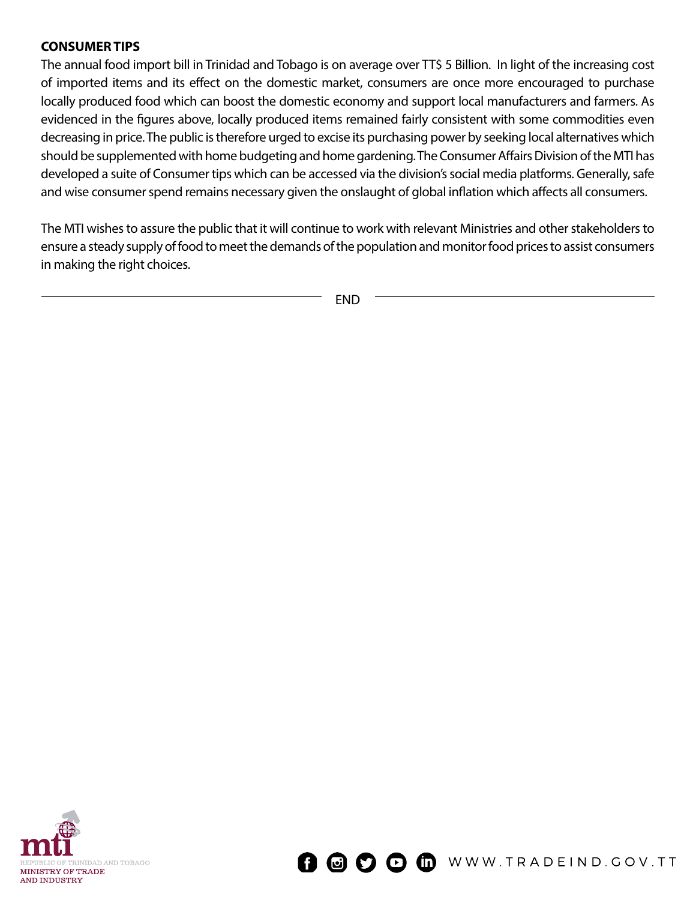**CONSUMER TIPS**

The annual food import bill in Trinidad and Tobago is on average over TT$ 5 Billion. In light of the increasing cost of imported items and its effect on the domestic market, consumers are once more encouraged to purchase locally produced food which can boost the domestic economy and support local manufacturers and farmers. As evidenced in the figures above, locally produced items remained fairly consistent with some commodities even decreasing in price. The public is therefore urged to excise its purchasing power by seeking local alternatives which should be supplemented with home budgeting and home gardening. The Consumer Affairs Division of the MTI has developed a suite of Consumer tips which can be accessed via the division's social media platforms. Generally, safe and wise consumer spend remains necessary given the onslaught of global inflation which affects all consumers.

The MTI wishes to assure the public that it will continue to work with relevant Ministries and other stakeholders to ensure a steady supply of food to meet the demands of the population and monitor food prices to assist consumers in making the right choices.

END